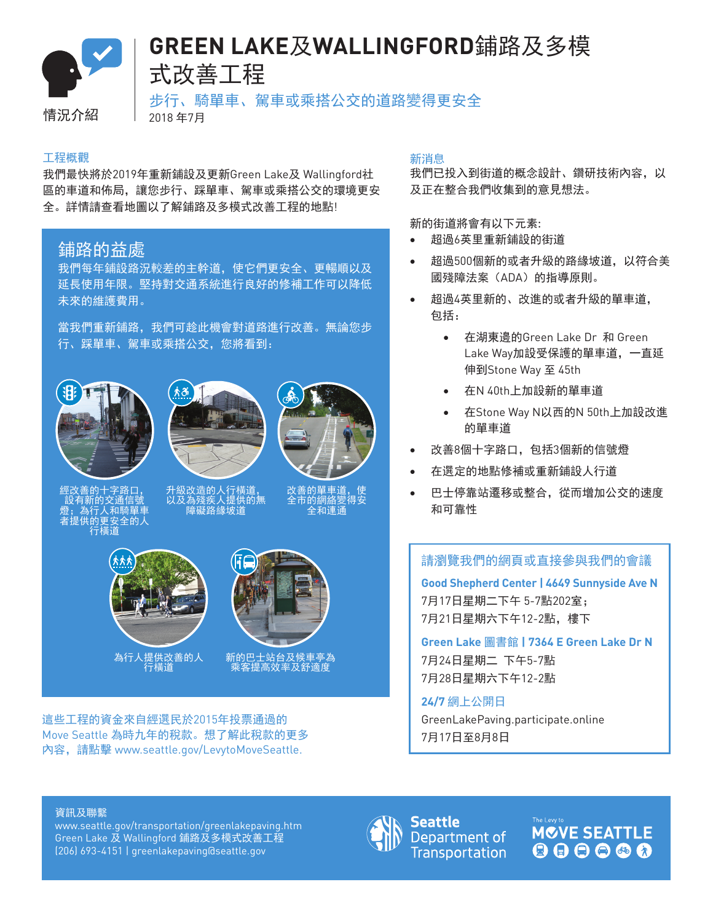情況介紹

# GREEN LAKE及WALLINGFORD鋪路及多模式改善工程

### 步行、騎單車、駕車或乘搭公交的道路變得更安全

2018 年7月

## 工程概觀

我們最快將於2019年重新鋪設及更新Green Lake及 Wallingford社區的車道和佈局，讓您步行、踩單車、駕車或乘搭公交的環境更安全。詳情請查看地圖以了解鋪路及多模式改善工程的地點!

## 鋪路的益處

我們每年鋪設路況較差的主幹道，使它們更安全、更暢順以及延長使用年限。堅持對交通系統進行良好的修補工作可以降低未來的維護費用。

當我們重新鋪路，我們可趁此機會對道路進行改善。無論您步行、踩單車、駕車或乘搭公交，您將看到：

經改善的十字路口，設有新的交通信號燈；為行人和騎單車者提供的更安全的人行橫道

升級改造的人行橫道，以及為殘疾人提供的無障礙路緣坡道

改善的單車道，使全市的網絡變得安全和連通

為行人提供改善的人行橫道

新的巴士站台及候車亭為乘客提高效率及舒適度

這些工程的資金來自經選民於2015年投票通過的Move Seattle 為時九年的稅款。想了解此稅款的更多內容，請點擊 www.seattle.gov/LevytoMoveSeattle.

## 新消息

我們已投入到街道的概念設計、鑽研技術內容，以及正在整合我們收集到的意見想法。

新的街道將會有以下元素:

- 超過6英里重新鋪設的街道
- 超過500個新的或者升級的路緣坡道，以符合美國殘障法案（ADA）的指導原則。
- 超過4英里新的、改進的或者升級的單車道，包括：
  - 在湖東邊的Green Lake Dr 和 Green Lake Way加設受保護的單車道，一直延伸到Stone Way 至 45th
  - 在N 40th上加設新的單車道
  - 在Stone Way N以西的N 50th上加設改進的單車道
- 改善8個十字路口，包括3個新的信號燈
- 在選定的地點修補或重新鋪設人行道
- 巴士停靠站遷移或整合，從而增加公交的速度和可靠性

### 請瀏覽我們的網頁或直接參與我們的會議

**Good Shepherd Center | 4649 Sunnyside Ave N**
7月17日星期二下午 5-7點202室；
7月21日星期六下午12-2點，樓下

**Green Lake 圖書館 | 7364 E Green Lake Dr N**
7月24日星期二 下午5-7點
7月28日星期六下午12-2點

**24/7 網上公開日**
GreenLakePaving.participate.online
7月17日至8月8日

資訊及聯繫
www.seattle.gov/transportation/greenlakepaving.htm
Green Lake 及 Wallingford 鋪路及多模式改善工程
(206) 693-4151 | greenlakepaving@seattle.gov

Seattle Department of Transportation

The Levy to MOVE SEATTLE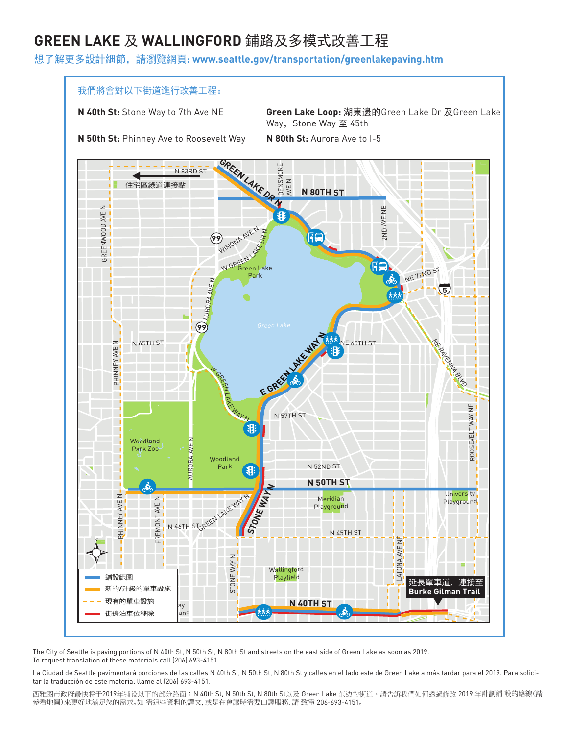# GREEN LAKE 及 WALLINGFORD 鋪路及多模式改善工程

想了解更多設計細節，請瀏覽網頁: **www.seattle.gov/transportation/greenlakepaving.htm**

我們將會對以下街道進行改善工程：

**N 40th St:** Stone Way to 7th Ave NE

**N 50th St:** Phinney Ave to Roosevelt Way

**Green Lake Loop:** 湖東邊的Green Lake Dr 及Green Lake Way，Stone Way 至 45th

**N 80th St:** Aurora Ave to I-5

N 83RD ST

住宅區綠道連接點

GREEN LAKE DR N

DENSMORE AVE N

N 80TH ST

GREENWOOD AVE N

2ND AVE NE

WINONA AVE N

W GREEN LAKE DR N

Green Lake Park

NE 72ND ST

AURORA AVE N

Green Lake

N 65TH ST

NE 65TH ST

PHINNEY AVE N

E GREEN LAKE WAY N

NE RAVENNA BLVD

W GREEN LAKE WAY N

N 57TH ST

ROOSEVELT WAY NE

Woodland Park Zoo

Woodland Park

N 52ND ST

N 50TH ST

University Playground

Meridian Playground

STONE WAY N

GREEN LAKE WAY N

N 46TH ST

N 45TH ST

FREMONT AVE N

LATONA AVE NE

Wallingford Playfield

延長單車道，連接至 **Burke Gilman Trail**

N 40TH ST

鋪設範圍

新的/升級的單車設施

現有的單車設施

街邊泊車位移除

The City of Seattle is paving portions of N 40th St, N 50th St, N 80th St and streets on the east side of Green Lake as soon as 2019.
To request translation of these materials call (206) 693-4151.

La Ciudad de Seattle pavimentará porciones de las calles N 40th St, N 50th St, N 80th St y calles en el lado este de Green Lake a más tardar para el 2019. Para solicitar la traducción de este material llame al (206) 693-4151.

西雅图市政府最快将于2019年铺设以下的部分路面：N 40th St, N 50th St, N 80th St以及 Green Lake 东边的街道。請告訴我們如何透過修改 2019 年計劃鋪 設的路線(請參看地圖)來更好地滿足您的需求。如 需這些資料的譯文, 或是在會議時需要口譯服務, 請 致電 206-693-4151。